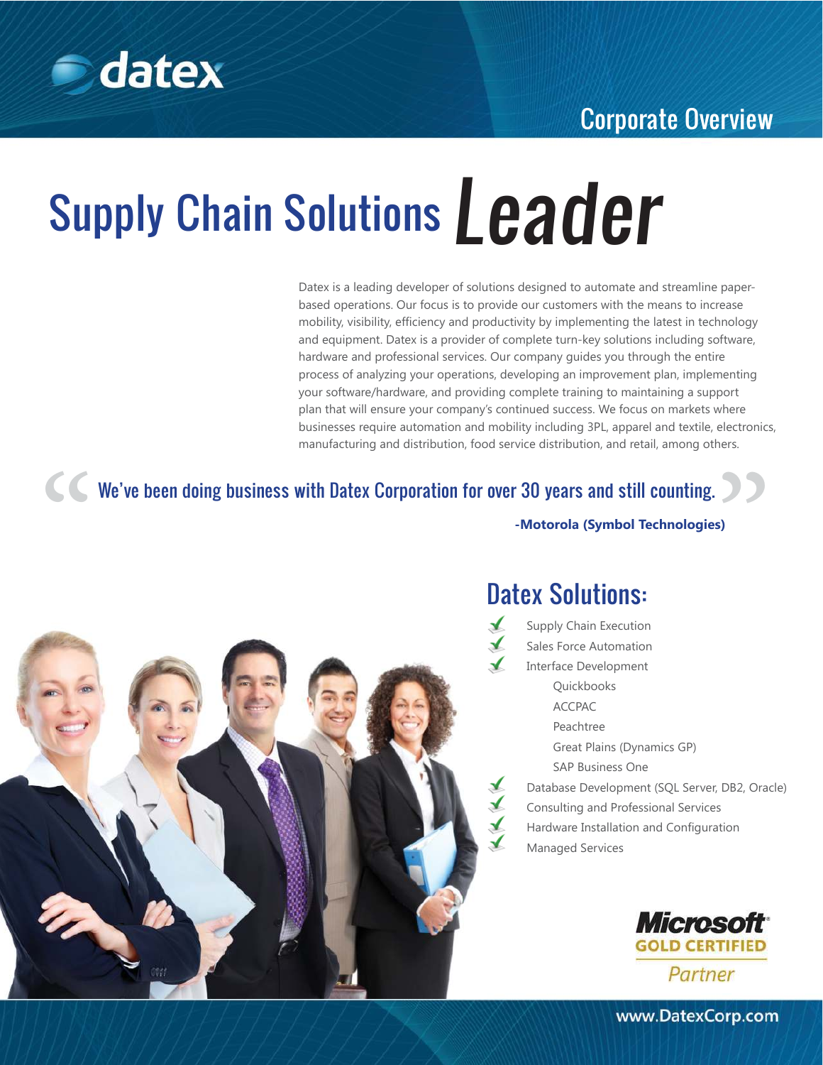datex

Corporate Overview

# Supply Chain Solutions *Leader*

Datex is a leading developer of solutions designed to automate and streamline paper-based operations. Our focus is to provide our customers with the means to increase mobility, visibility, efficiency and productivity by implementing the latest in technology and equipment. Datex is a provider of complete turn-key solutions including software, hardware and professional services. Our company guides you through the entire process of analyzing your operations, developing an improvement plan, implementing your software/hardware, and providing complete training to maintaining a support plan that will ensure your company's continued success. We focus on markets where businesses require automation and mobility including 3PL, apparel and textile, electronics, manufacturing and distribution, food service distribution, and retail, among others.

> "We've been doing business with Datex Corporation for over 30 years and still counting."
>
> **-Motorola (Symbol Technologies)**

## Datex Solutions:

- Supply Chain Execution
- Sales Force Automation
- Interface Development
  - Quickbooks
  - ACCPAC
  - Peachtree
  - Great Plains (Dynamics GP)
  - SAP Business One
- Database Development (SQL Server, DB2, Oracle)
- Consulting and Professional Services
- Hardware Installation and Configuration
- Managed Services

Microsoft GOLD CERTIFIED Partner

www.DatexCorp.com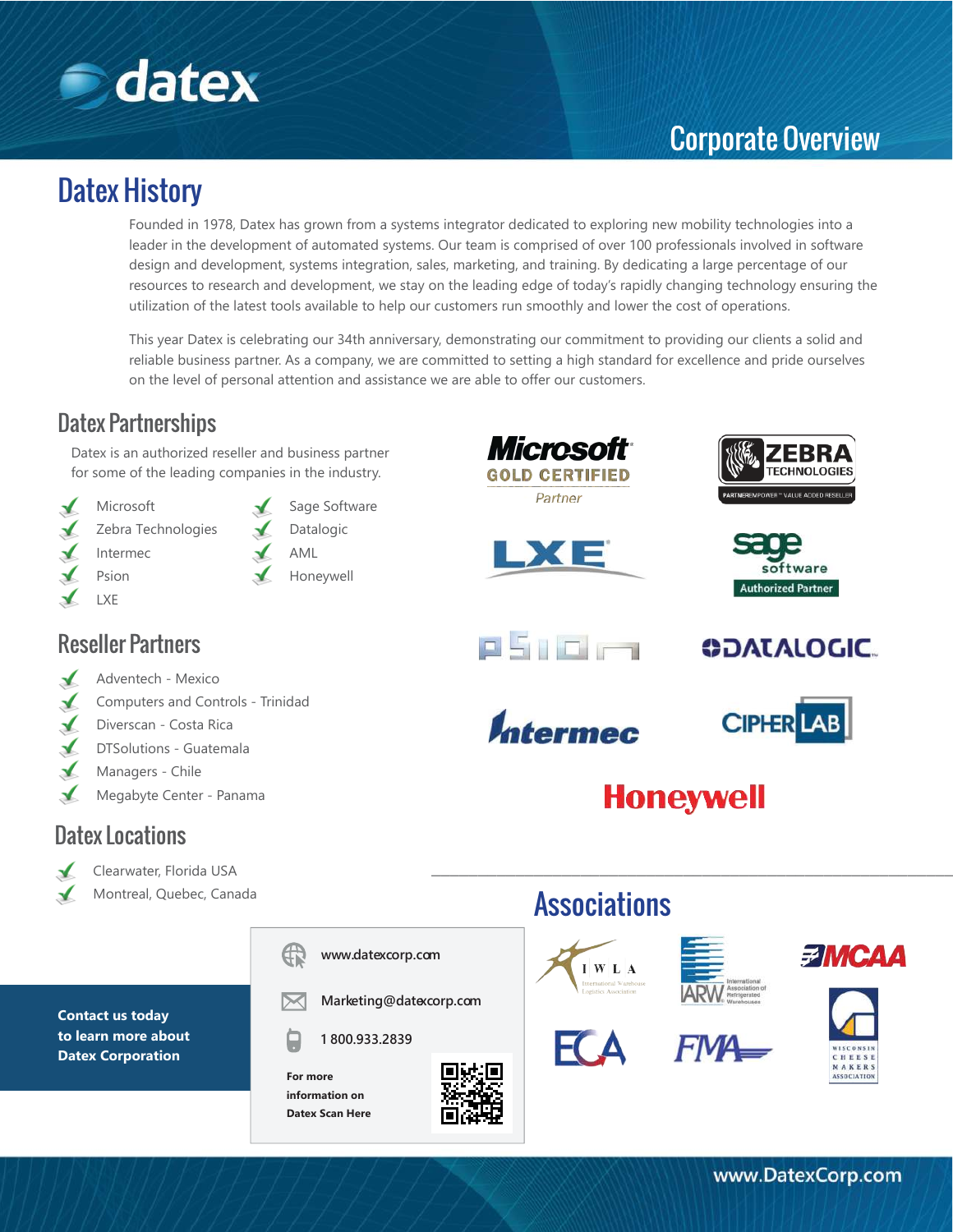# Corporate Overview

## Datex History

Founded in 1978, Datex has grown from a systems integrator dedicated to exploring new mobility technologies into a leader in the development of automated systems. Our team is comprised of over 100 professionals involved in software design and development, systems integration, sales, marketing, and training. By dedicating a large percentage of our resources to research and development, we stay on the leading edge of today's rapidly changing technology ensuring the utilization of the latest tools available to help our customers run smoothly and lower the cost of operations.

This year Datex is celebrating our 34th anniversary, demonstrating our commitment to providing our clients a solid and reliable business partner. As a company, we are committed to setting a high standard for excellence and pride ourselves on the level of personal attention and assistance we are able to offer our customers.

### Datex Partnerships

Datex is an authorized reseller and business partner for some of the leading companies in the industry.

- Microsoft
- Zebra Technologies
- Intermec
- Psion
- LXE
- Sage Software
- Datalogic
- AML
- Honeywell

### Reseller Partners

- Adventech - Mexico
- Computers and Controls - Trinidad
- Diverscan - Costa Rica
- DTSolutions - Guatemala
- Managers - Chile
- Megabyte Center - Panama

### Datex Locations

- Clearwater, Florida USA
- Montreal, Quebec, Canada

## Associations

**Contact us today to learn more about Datex Corporation**

www.datexcorp.com

Marketing@datexcorp.com

1 800.933.2839

**For more information on Datex Scan Here**